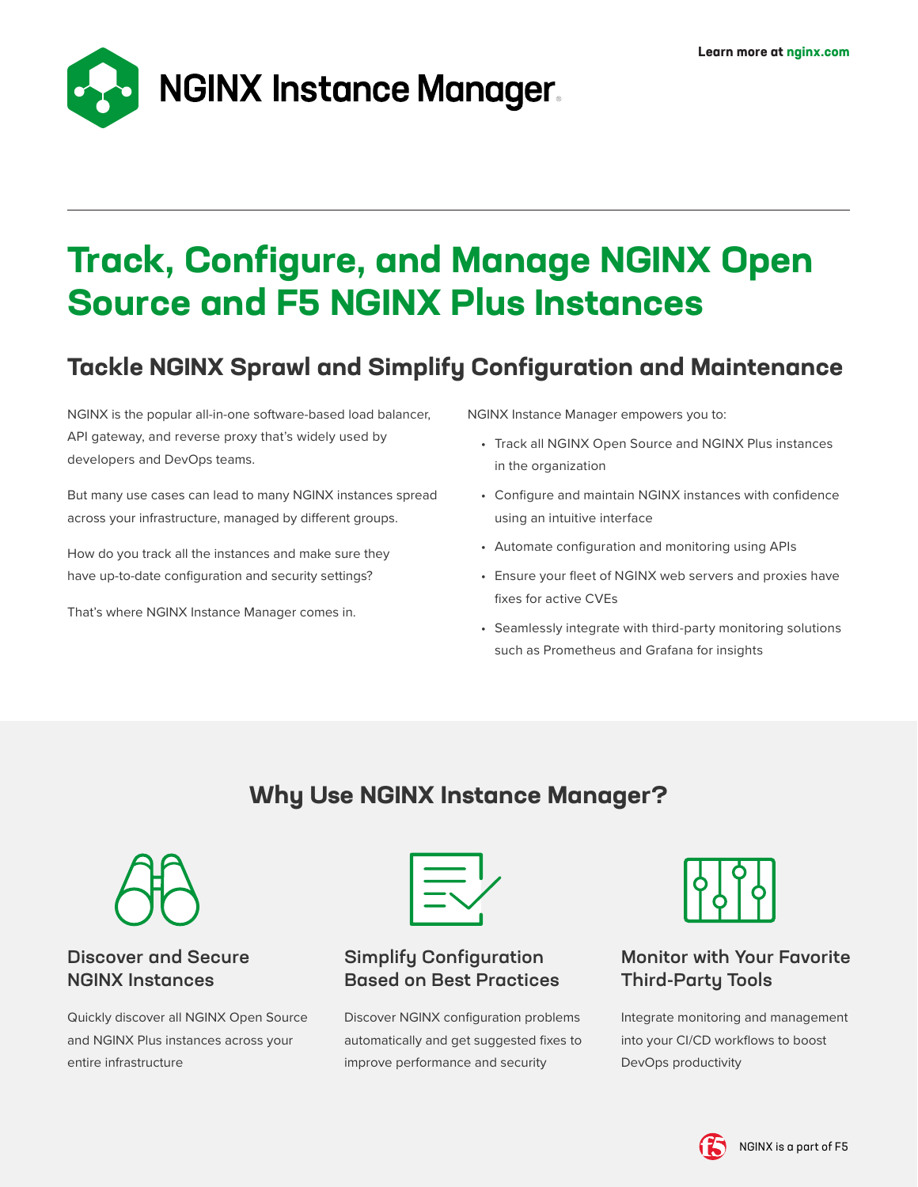Learn more at nginx.com

# NGINX Instance Manager

# Track, Configure, and Manage NGINX Open Source and F5 NGINX Plus Instances

## Tackle NGINX Sprawl and Simplify Configuration and Maintenance

NGINX is the popular all-in-one software-based load balancer, API gateway, and reverse proxy that's widely used by developers and DevOps teams.

But many use cases can lead to many NGINX instances spread across your infrastructure, managed by different groups.

How do you track all the instances and make sure they have up-to-date configuration and security settings?

That's where NGINX Instance Manager comes in.

NGINX Instance Manager empowers you to:

- Track all NGINX Open Source and NGINX Plus instances in the organization
- Configure and maintain NGINX instances with confidence using an intuitive interface
- Automate configuration and monitoring using APIs
- Ensure your fleet of NGINX web servers and proxies have fixes for active CVEs
- Seamlessly integrate with third-party monitoring solutions such as Prometheus and Grafana for insights

## Why Use NGINX Instance Manager?

### Discover and Secure NGINX Instances

Quickly discover all NGINX Open Source and NGINX Plus instances across your entire infrastructure

### Simplify Configuration Based on Best Practices

Discover NGINX configuration problems automatically and get suggested fixes to improve performance and security

### Monitor with Your Favorite Third-Party Tools

Integrate monitoring and management into your CI/CD workflows to boost DevOps productivity

NGINX is a part of F5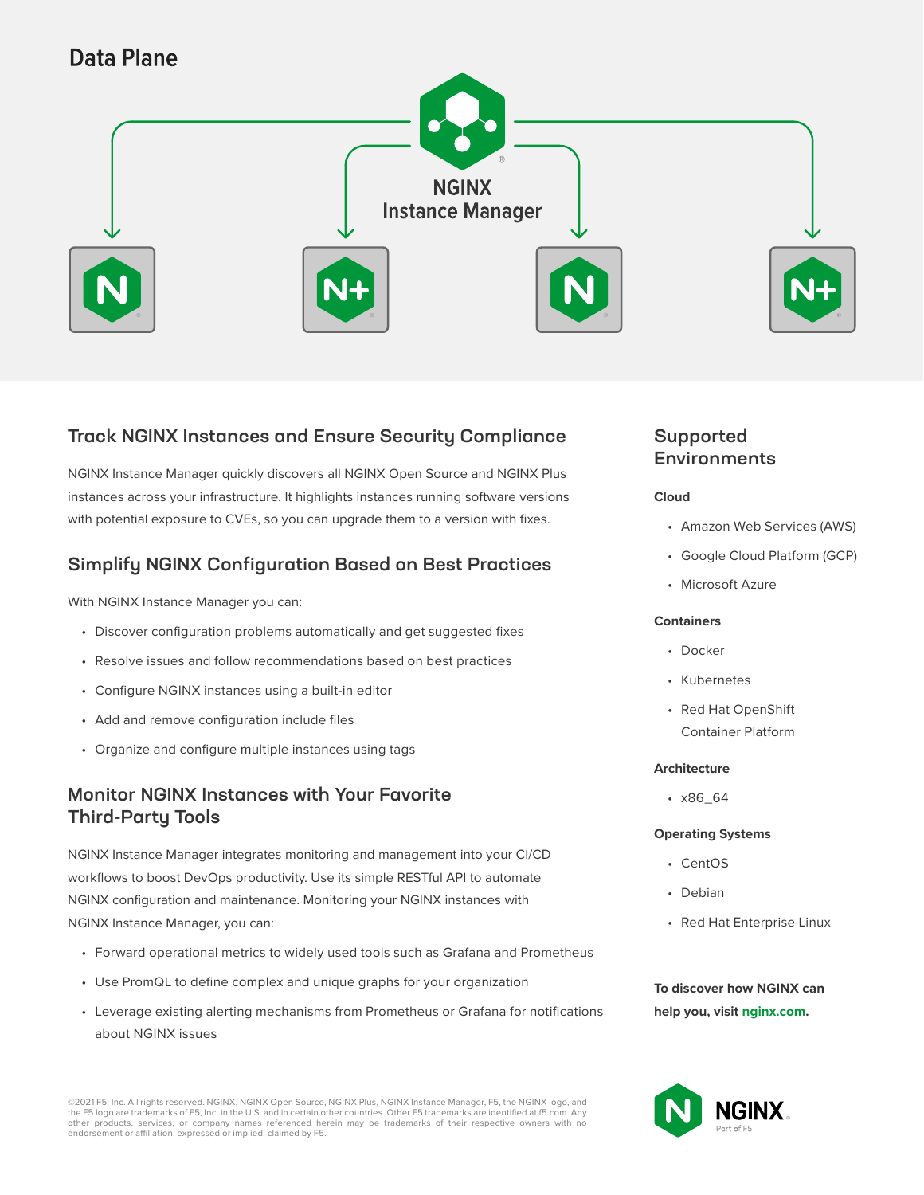## Data Plane

NGINX
Instance Manager

## Track NGINX Instances and Ensure Security Compliance

NGINX Instance Manager quickly discovers all NGINX Open Source and NGINX Plus instances across your infrastructure. It highlights instances running software versions with potential exposure to CVEs, so you can upgrade them to a version with fixes.

## Simplify NGINX Configuration Based on Best Practices

With NGINX Instance Manager you can:

- Discover configuration problems automatically and get suggested fixes
- Resolve issues and follow recommendations based on best practices
- Configure NGINX instances using a built-in editor
- Add and remove configuration include files
- Organize and configure multiple instances using tags

## Monitor NGINX Instances with Your Favorite Third-Party Tools

NGINX Instance Manager integrates monitoring and management into your CI/CD workflows to boost DevOps productivity. Use its simple RESTful API to automate NGINX configuration and maintenance. Monitoring your NGINX instances with NGINX Instance Manager, you can:

- Forward operational metrics to widely used tools such as Grafana and Prometheus
- Use PromQL to define complex and unique graphs for your organization
- Leverage existing alerting mechanisms from Prometheus or Grafana for notifications about NGINX issues

## Supported Environments

**Cloud**

- Amazon Web Services (AWS)
- Google Cloud Platform (GCP)
- Microsoft Azure

**Containers**

- Docker
- Kubernetes
- Red Hat OpenShift Container Platform

**Architecture**

- x86_64

**Operating Systems**

- CentOS
- Debian
- Red Hat Enterprise Linux

**To discover how NGINX can help you, visit nginx.com.**

©2021 F5, Inc. All rights reserved. NGINX, NGINX Open Source, NGINX Plus, NGINX Instance Manager, F5, the NGINX logo, and the F5 logo are trademarks of F5, Inc. in the U.S. and in certain other countries. Other F5 trademarks are identified at f5.com. Any other products, services, or company names referenced herein may be trademarks of their respective owners with no endorsement or affiliation, expressed or implied, claimed by F5.

NGINX Part of F5